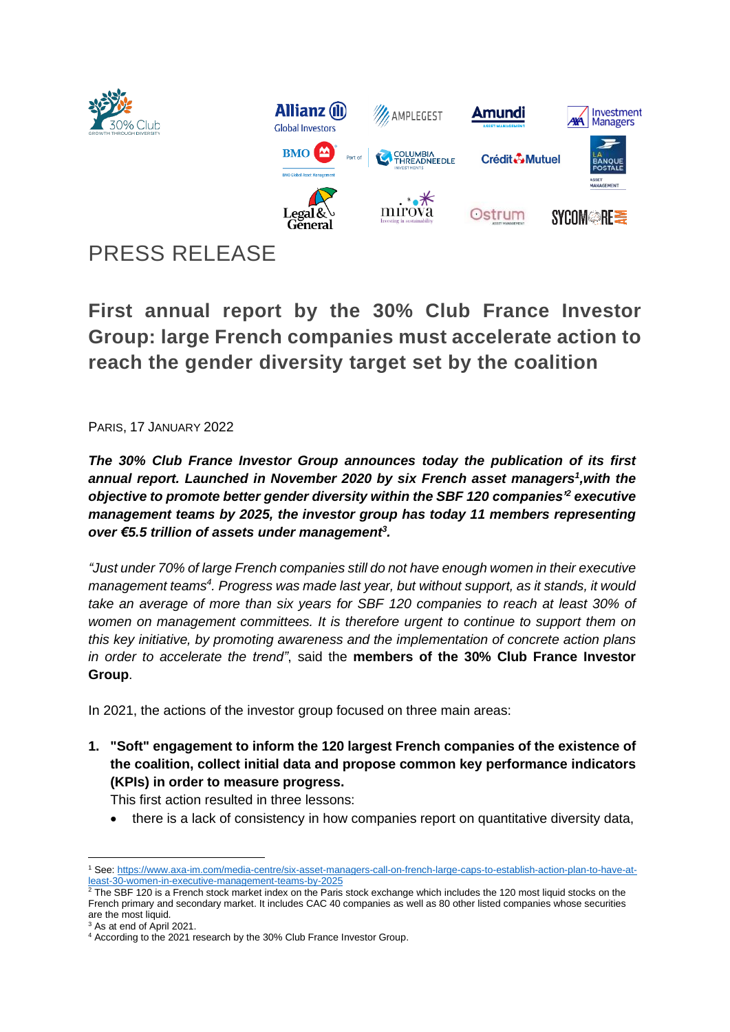# PRESS RELEASE

## First annual report by the 30% Club France Investor Group: large French companies must accelerate action to reach the gender diversity target set by the coalition

PARIS, 17 JANUARY 2022

***The 30% Club France Investor Group announces today the publication of its first annual report. Launched in November 2020 by six French asset managers[1],with the objective to promote better gender diversity within the SBF 120 companies'[2] executive management teams by 2025, the investor group has today 11 members representing over €5.5 trillion of assets under management[3].***

*"Just under 70% of large French companies still do not have enough women in their executive management teams[4]. Progress was made last year, but without support, as it stands, it would take an average of more than six years for SBF 120 companies to reach at least 30% of women on management committees. It is therefore urgent to continue to support them on this key initiative, by promoting awareness and the implementation of concrete action plans in order to accelerate the trend"*, said the **members of the 30% Club France Investor Group**.

In 2021, the actions of the investor group focused on three main areas:

1. **"Soft" engagement to inform the 120 largest French companies of the existence of the coalition, collect initial data and propose common key performance indicators (KPIs) in order to measure progress.**
   This first action resulted in three lessons:
   - there is a lack of consistency in how companies report on quantitative diversity data,

---

[1] See: https://www.axa-im.com/media-centre/six-asset-managers-call-on-french-large-caps-to-establish-action-plan-to-have-at-least-30-women-in-executive-management-teams-by-2025

[2] The SBF 120 is a French stock market index on the Paris stock exchange which includes the 120 most liquid stocks on the French primary and secondary market. It includes CAC 40 companies as well as 80 other listed companies whose securities are the most liquid.

[3] As at end of April 2021.

[4] According to the 2021 research by the 30% Club France Investor Group.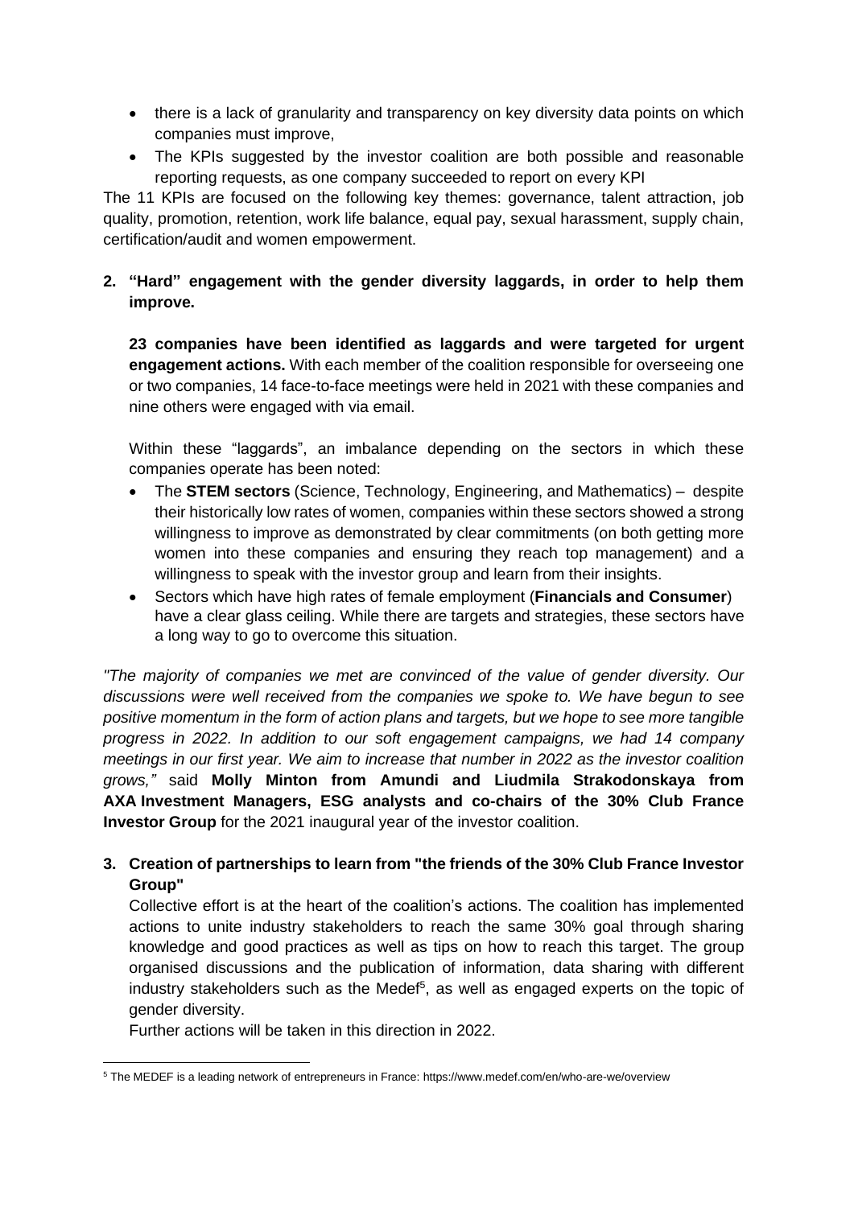- there is a lack of granularity and transparency on key diversity data points on which companies must improve,
- The KPIs suggested by the investor coalition are both possible and reasonable reporting requests, as one company succeeded to report on every KPI

The 11 KPIs are focused on the following key themes: governance, talent attraction, job quality, promotion, retention, work life balance, equal pay, sexual harassment, supply chain, certification/audit and women empowerment.

**2. "Hard" engagement with the gender diversity laggards, in order to help them improve.**

**23 companies have been identified as laggards and were targeted for urgent engagement actions.** With each member of the coalition responsible for overseeing one or two companies, 14 face-to-face meetings were held in 2021 with these companies and nine others were engaged with via email.

Within these "laggards", an imbalance depending on the sectors in which these companies operate has been noted:

- The **STEM sectors** (Science, Technology, Engineering, and Mathematics) – despite their historically low rates of women, companies within these sectors showed a strong willingness to improve as demonstrated by clear commitments (on both getting more women into these companies and ensuring they reach top management) and a willingness to speak with the investor group and learn from their insights.
- Sectors which have high rates of female employment (**Financials and Consumer**) have a clear glass ceiling. While there are targets and strategies, these sectors have a long way to go to overcome this situation.

*"The majority of companies we met are convinced of the value of gender diversity. Our discussions were well received from the companies we spoke to. We have begun to see positive momentum in the form of action plans and targets, but we hope to see more tangible progress in 2022. In addition to our soft engagement campaigns, we had 14 company meetings in our first year. We aim to increase that number in 2022 as the investor coalition grows,"* said **Molly Minton from Amundi and Liudmila Strakodonskaya from AXA Investment Managers, ESG analysts and co-chairs of the 30% Club France Investor Group** for the 2021 inaugural year of the investor coalition.

**3. Creation of partnerships to learn from "the friends of the 30% Club France Investor Group"**

Collective effort is at the heart of the coalition's actions. The coalition has implemented actions to unite industry stakeholders to reach the same 30% goal through sharing knowledge and good practices as well as tips on how to reach this target. The group organised discussions and the publication of information, data sharing with different industry stakeholders such as the Medef[5], as well as engaged experts on the topic of gender diversity.

Further actions will be taken in this direction in 2022.

[5] The MEDEF is a leading network of entrepreneurs in France: https://www.medef.com/en/who-are-we/overview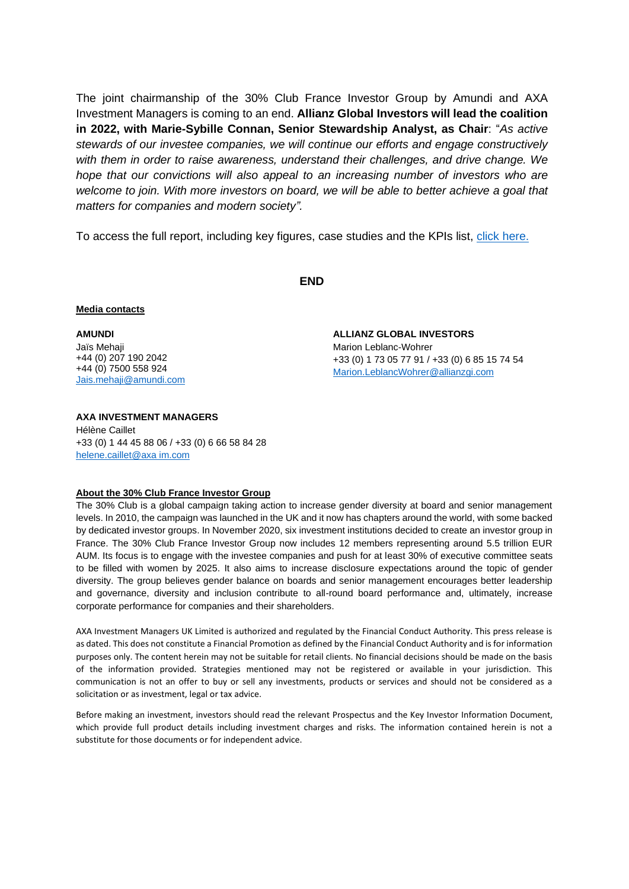The joint chairmanship of the 30% Club France Investor Group by Amundi and AXA Investment Managers is coming to an end. **Allianz Global Investors will lead the coalition in 2022, with Marie-Sybille Connan, Senior Stewardship Analyst, as Chair**: "*As active stewards of our investee companies, we will continue our efforts and engage constructively with them in order to raise awareness, understand their challenges, and drive change. We hope that our convictions will also appeal to an increasing number of investors who are welcome to join. With more investors on board, we will be able to better achieve a goal that matters for companies and modern society".*

To access the full report, including key figures, case studies and the KPIs list, click here.

**END**

**Media contacts**

**AMUNDI**
Jaïs Mehaji
+44 (0) 207 190 2042
+44 (0) 7500 558 924
Jais.mehaji@amundi.com

**ALLIANZ GLOBAL INVESTORS**
Marion Leblanc-Wohrer
+33 (0) 1 73 05 77 91 / +33 (0) 6 85 15 74 54
Marion.LeblancWohrer@allianzgi.com

**AXA INVESTMENT MANAGERS**
Hélène Caillet
+33 (0) 1 44 45 88 06 / +33 (0) 6 66 58 84 28
helene.caillet@axa im.com

**About the 30% Club France Investor Group**

The 30% Club is a global campaign taking action to increase gender diversity at board and senior management levels. In 2010, the campaign was launched in the UK and it now has chapters around the world, with some backed by dedicated investor groups. In November 2020, six investment institutions decided to create an investor group in France. The 30% Club France Investor Group now includes 12 members representing around 5.5 trillion EUR AUM. Its focus is to engage with the investee companies and push for at least 30% of executive committee seats to be filled with women by 2025. It also aims to increase disclosure expectations around the topic of gender diversity. The group believes gender balance on boards and senior management encourages better leadership and governance, diversity and inclusion contribute to all-round board performance and, ultimately, increase corporate performance for companies and their shareholders.

AXA Investment Managers UK Limited is authorized and regulated by the Financial Conduct Authority. This press release is as dated. This does not constitute a Financial Promotion as defined by the Financial Conduct Authority and is for information purposes only. The content herein may not be suitable for retail clients. No financial decisions should be made on the basis of the information provided. Strategies mentioned may not be registered or available in your jurisdiction. This communication is not an offer to buy or sell any investments, products or services and should not be considered as a solicitation or as investment, legal or tax advice.

Before making an investment, investors should read the relevant Prospectus and the Key Investor Information Document, which provide full product details including investment charges and risks. The information contained herein is not a substitute for those documents or for independent advice.